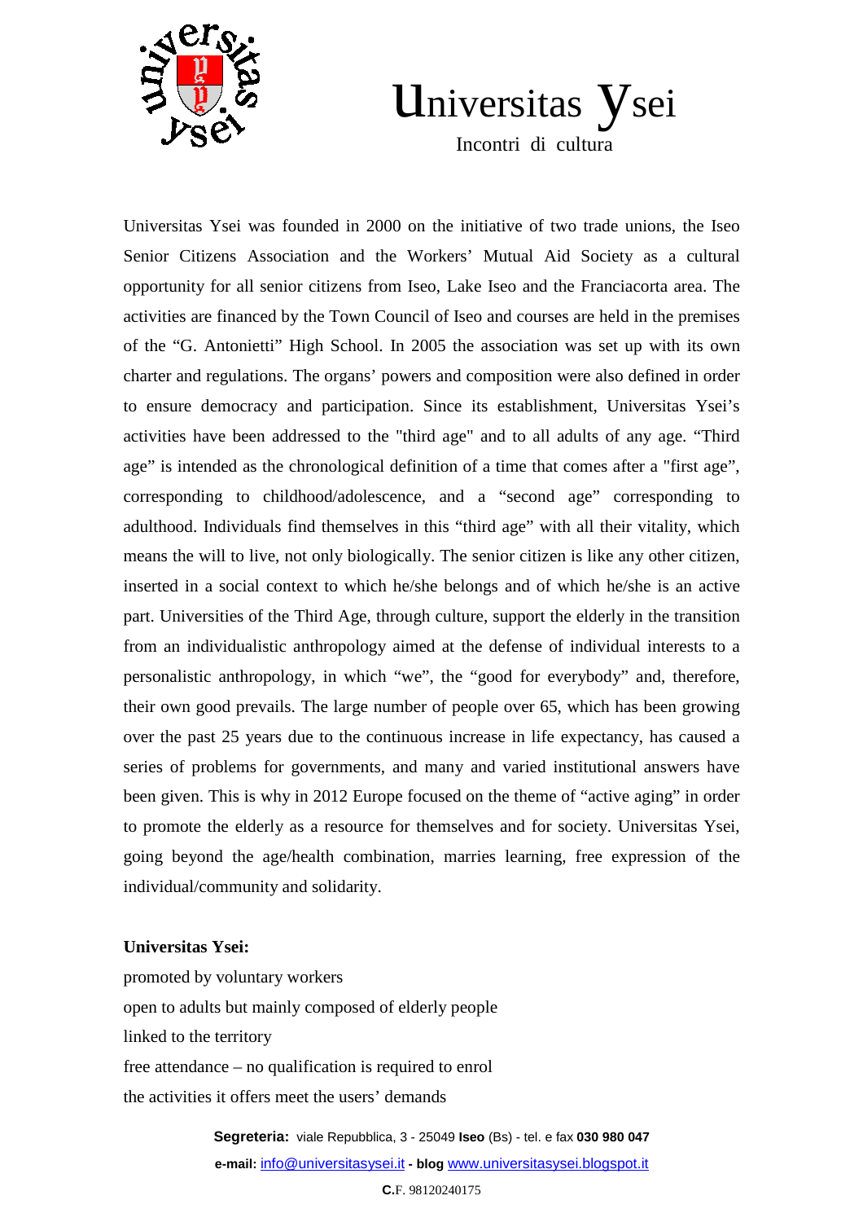# Universitas Ysei

Incontri di cultura

Universitas Ysei was founded in 2000 on the initiative of two trade unions, the Iseo Senior Citizens Association and the Workers' Mutual Aid Society as a cultural opportunity for all senior citizens from Iseo, Lake Iseo and the Franciacorta area. The activities are financed by the Town Council of Iseo and courses are held in the premises of the "G. Antonietti" High School. In 2005 the association was set up with its own charter and regulations. The organs' powers and composition were also defined in order to ensure democracy and participation. Since its establishment, Universitas Ysei's activities have been addressed to the "third age" and to all adults of any age. "Third age" is intended as the chronological definition of a time that comes after a "first age", corresponding to childhood/adolescence, and a "second age" corresponding to adulthood. Individuals find themselves in this "third age" with all their vitality, which means the will to live, not only biologically. The senior citizen is like any other citizen, inserted in a social context to which he/she belongs and of which he/she is an active part. Universities of the Third Age, through culture, support the elderly in the transition from an individualistic anthropology aimed at the defense of individual interests to a personalistic anthropology, in which "we", the "good for everybody" and, therefore, their own good prevails. The large number of people over 65, which has been growing over the past 25 years due to the continuous increase in life expectancy, has caused a series of problems for governments, and many and varied institutional answers have been given. This is why in 2012 Europe focused on the theme of "active aging" in order to promote the elderly as a resource for themselves and for society. Universitas Ysei, going beyond the age/health combination, marries learning, free expression of the individual/community and solidarity.

**Universitas Ysei:**

promoted by voluntary workers

open to adults but mainly composed of elderly people

linked to the territory

free attendance – no qualification is required to enrol

the activities it offers meet the users' demands

**Segreteria:** viale Repubblica, 3 - 25049 **Iseo** (Bs) - tel. e fax **030 980 047**

**e-mail:** info@universitasysei.it **- blog** www.universitasysei.blogspot.it

**C.**F. 98120240175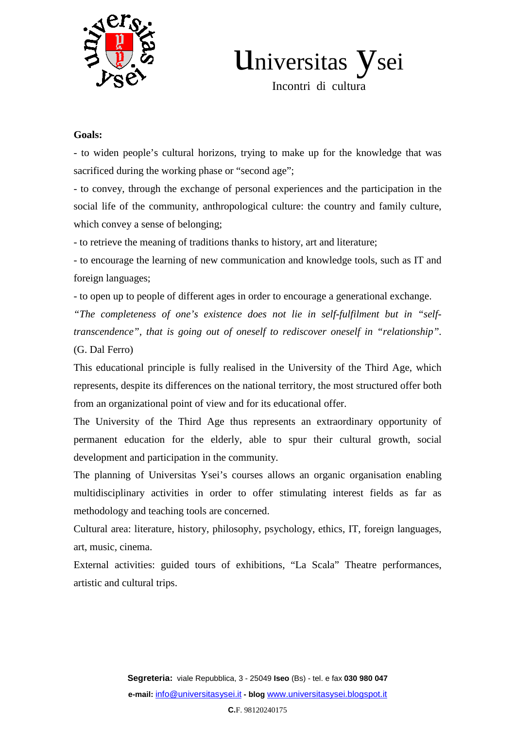**Goals:**

- to widen people's cultural horizons, trying to make up for the knowledge that was sacrificed during the working phase or "second age";
- to convey, through the exchange of personal experiences and the participation in the social life of the community, anthropological culture: the country and family culture, which convey a sense of belonging;
- to retrieve the meaning of traditions thanks to history, art and literature;
- to encourage the learning of new communication and knowledge tools, such as IT and foreign languages;
- to open up to people of different ages in order to encourage a generational exchange.

*"The completeness of one's existence does not lie in self-fulfilment but in "self-transcendence", that is going out of oneself to rediscover oneself in "relationship".* (G. Dal Ferro)

This educational principle is fully realised in the University of the Third Age, which represents, despite its differences on the national territory, the most structured offer both from an organizational point of view and for its educational offer.

The University of the Third Age thus represents an extraordinary opportunity of permanent education for the elderly, able to spur their cultural growth, social development and participation in the community.

The planning of Universitas Ysei's courses allows an organic organisation enabling multidisciplinary activities in order to offer stimulating interest fields as far as methodology and teaching tools are concerned.

Cultural area: literature, history, philosophy, psychology, ethics, IT, foreign languages, art, music, cinema.

External activities: guided tours of exhibitions, "La Scala" Theatre performances, artistic and cultural trips.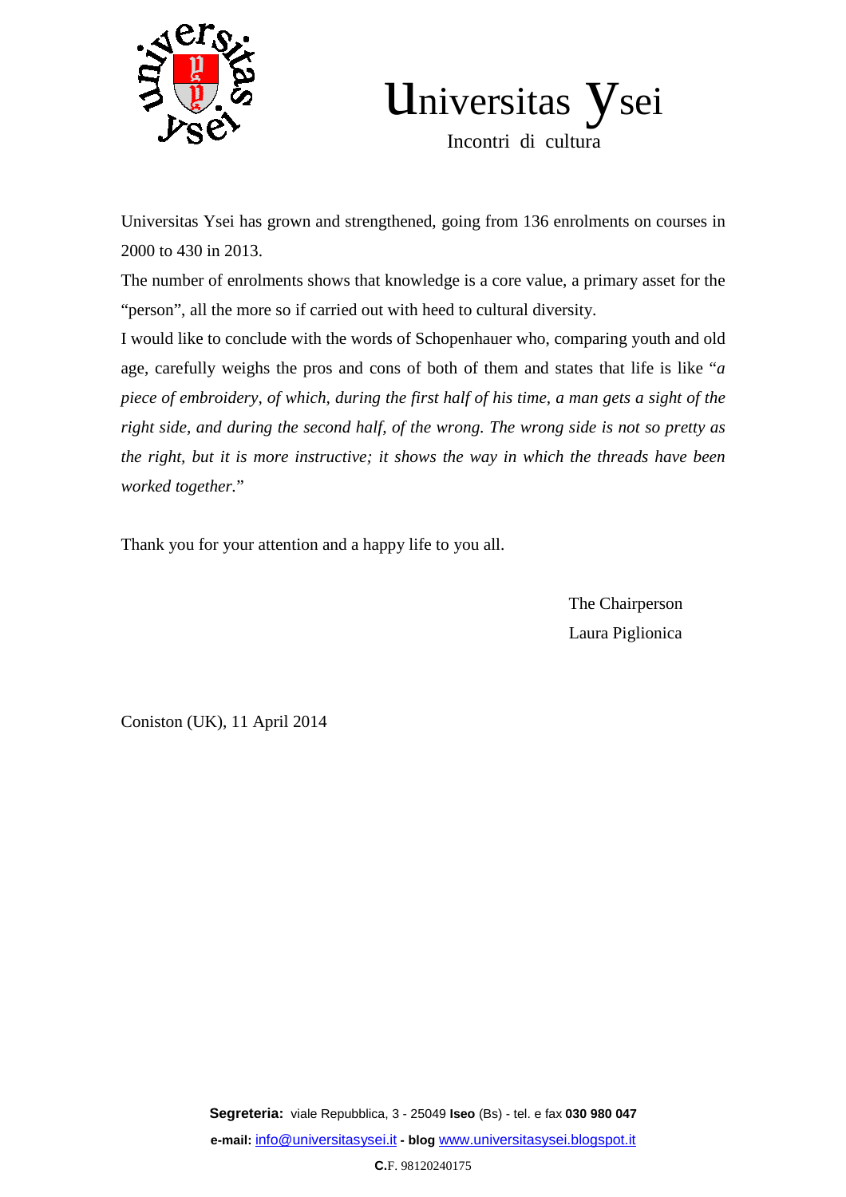# Universitas Ysei

Incontri di cultura

Universitas Ysei has grown and strengthened, going from 136 enrolments on courses in 2000 to 430 in 2013.

The number of enrolments shows that knowledge is a core value, a primary asset for the "person", all the more so if carried out with heed to cultural diversity.

I would like to conclude with the words of Schopenhauer who, comparing youth and old age, carefully weighs the pros and cons of both of them and states that life is like "*a piece of embroidery, of which, during the first half of his time, a man gets a sight of the right side, and during the second half, of the wrong. The wrong side is not so pretty as the right, but it is more instructive; it shows the way in which the threads have been worked together.*"

Thank you for your attention and a happy life to you all.

The Chairperson
Laura Piglionica

Coniston (UK), 11 April 2014

**Segreteria:** viale Repubblica, 3 - 25049 **Iseo** (Bs) - tel. e fax **030 980 047**
**e-mail:** info@universitasysei.it **- blog** www.universitasysei.blogspot.it
**C.**F. 98120240175